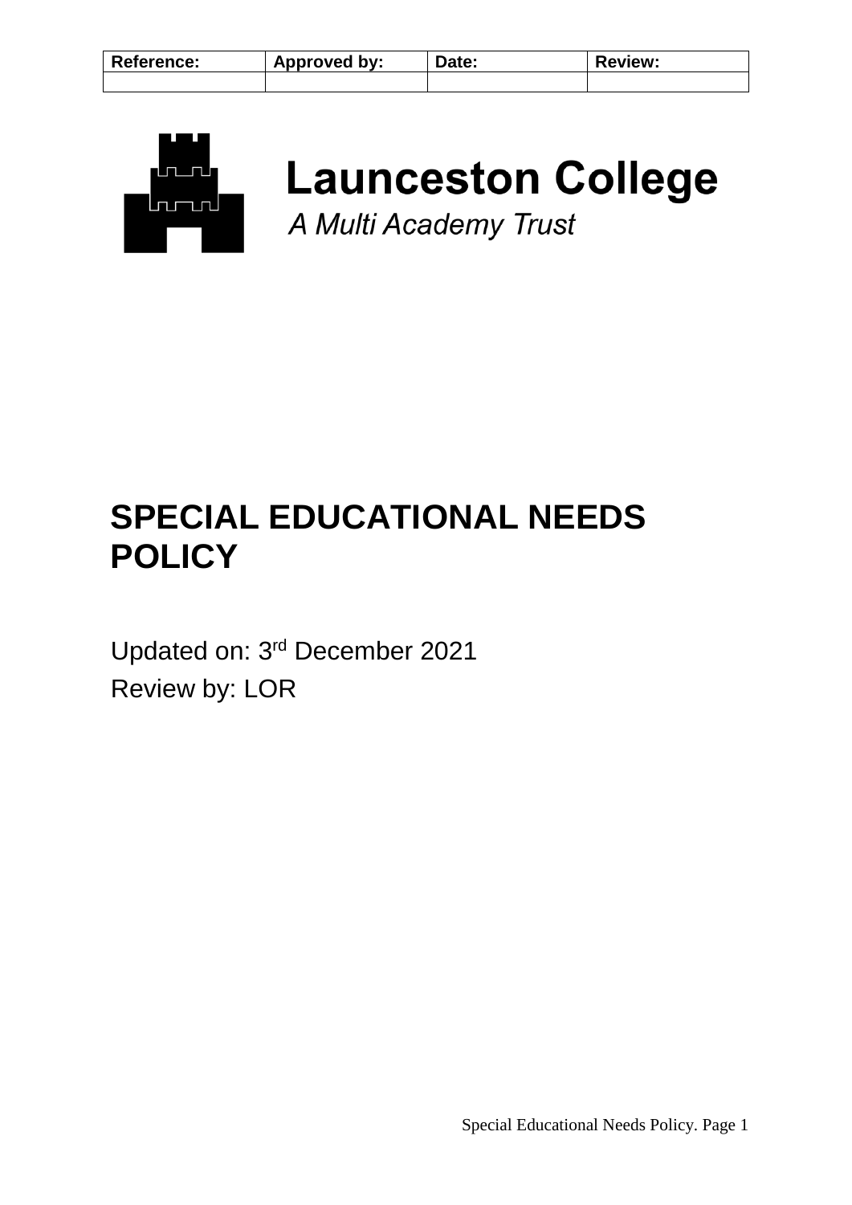| Reference: | Approved by: | Date: | Review: |
| --- | --- | --- | --- |
| | | | |

**Launceston College**

*A Multi Academy Trust*

# SPECIAL EDUCATIONAL NEEDS POLICY

Updated on: 3rd December 2021

Review by: LOR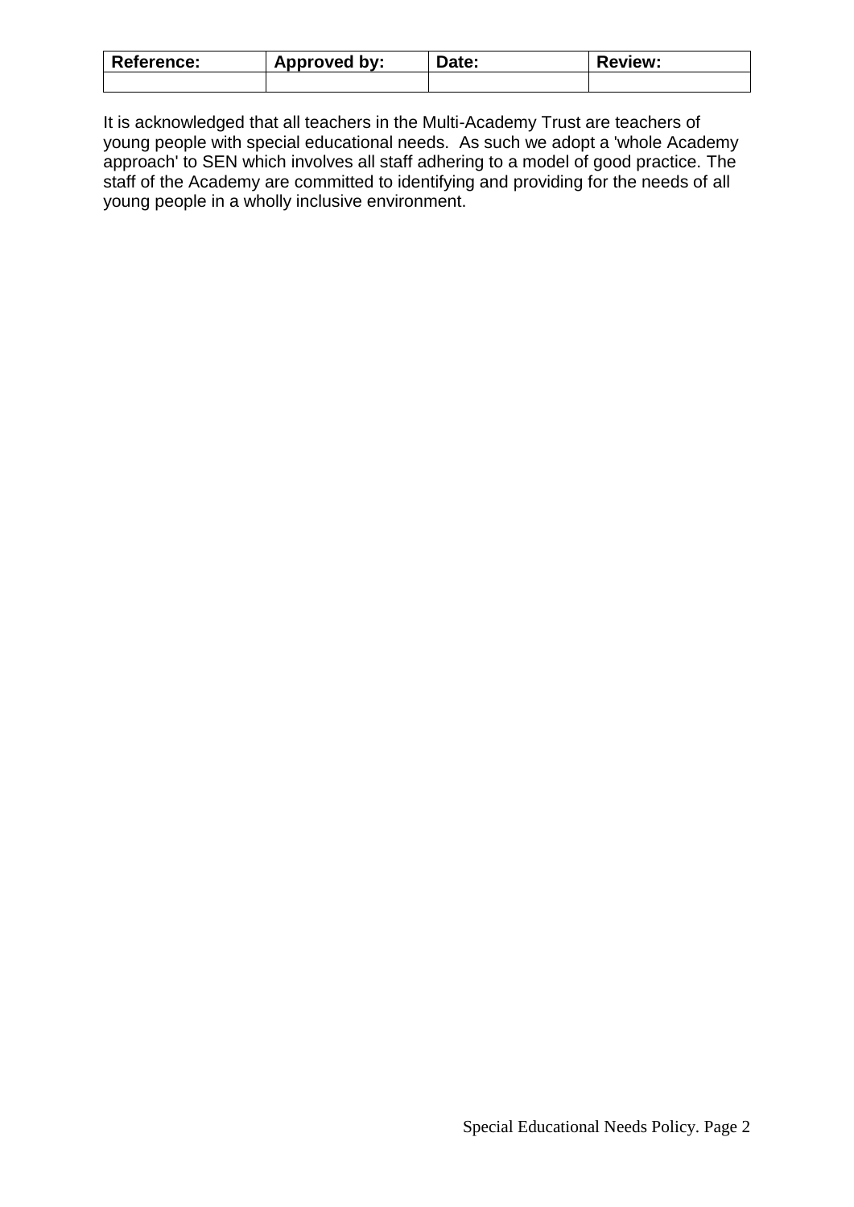| Reference: | Approved by: | Date: | Review: |
| --- | --- | --- | --- |
| | | | |

It is acknowledged that all teachers in the Multi-Academy Trust are teachers of young people with special educational needs. As such we adopt a 'whole Academy approach' to SEN which involves all staff adhering to a model of good practice. The staff of the Academy are committed to identifying and providing for the needs of all young people in a wholly inclusive environment.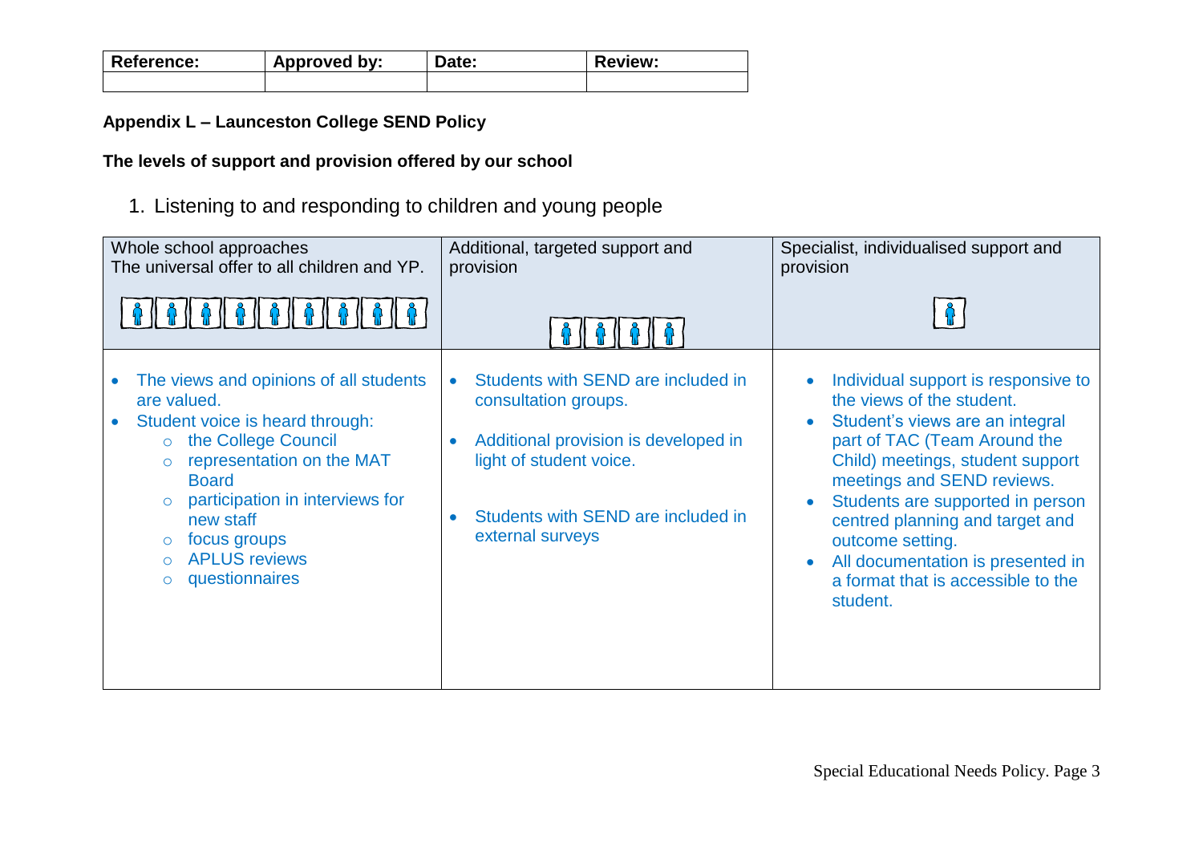| Reference: | Approved by: | Date: | Review: |
| --- | --- | --- | --- |
| | | | |

**Appendix L – Launceston College SEND Policy**

**The levels of support and provision offered by our school**

1. Listening to and responding to children and young people

| Whole school approaches<br>The universal offer to all children and YP. | Additional, targeted support and provision | Specialist, individualised support and provision |
| --- | --- | --- |
| • The views and opinions of all students are valued.<br>• Student voice is heard through:<br>  ○ the College Council<br>  ○ representation on the MAT Board<br>  ○ participation in interviews for new staff<br>  ○ focus groups<br>  ○ APLUS reviews<br>  ○ questionnaires | • Students with SEND are included in consultation groups.<br>• Additional provision is developed in light of student voice.<br>• Students with SEND are included in external surveys | • Individual support is responsive to the views of the student.<br>• Student's views are an integral part of TAC (Team Around the Child) meetings, student support meetings and SEND reviews.<br>• Students are supported in person centred planning and target and outcome setting.<br>• All documentation is presented in a format that is accessible to the student. |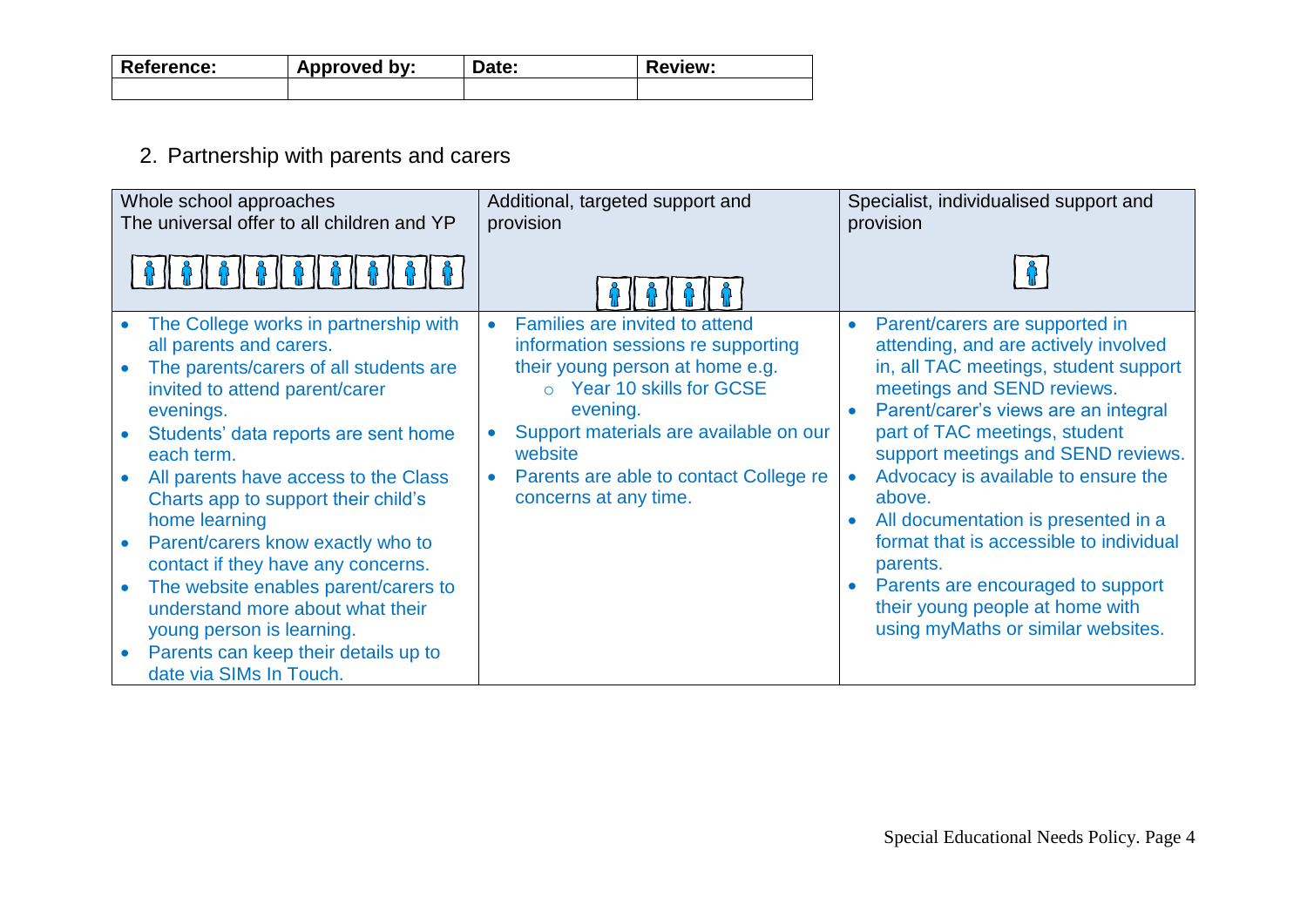| Reference: | Approved by: | Date: | Review: |
|---|---|---|---|
| | | | |

2. Partnership with parents and carers

| Whole school approaches<br>The universal offer to all children and YP | Additional, targeted support and provision | Specialist, individualised support and provision |
|---|---|---|
| • The College works in partnership with all parents and carers.<br>• The parents/carers of all students are invited to attend parent/carer evenings.<br>• Students' data reports are sent home each term.<br>• All parents have access to the Class Charts app to support their child's home learning<br>• Parent/carers know exactly who to contact if they have any concerns.<br>• The website enables parent/carers to understand more about what their young person is learning.<br>• Parents can keep their details up to date via SIMs In Touch. | • Families are invited to attend information sessions re supporting their young person at home e.g.<br>  ○ Year 10 skills for GCSE evening.<br>• Support materials are available on our website<br>• Parents are able to contact College re concerns at any time. | • Parent/carers are supported in attending, and are actively involved in, all TAC meetings, student support meetings and SEND reviews.<br>• Parent/carer's views are an integral part of TAC meetings, student support meetings and SEND reviews.<br>• Advocacy is available to ensure the above.<br>• All documentation is presented in a format that is accessible to individual parents.<br>• Parents are encouraged to support their young people at home with using myMaths or similar websites. |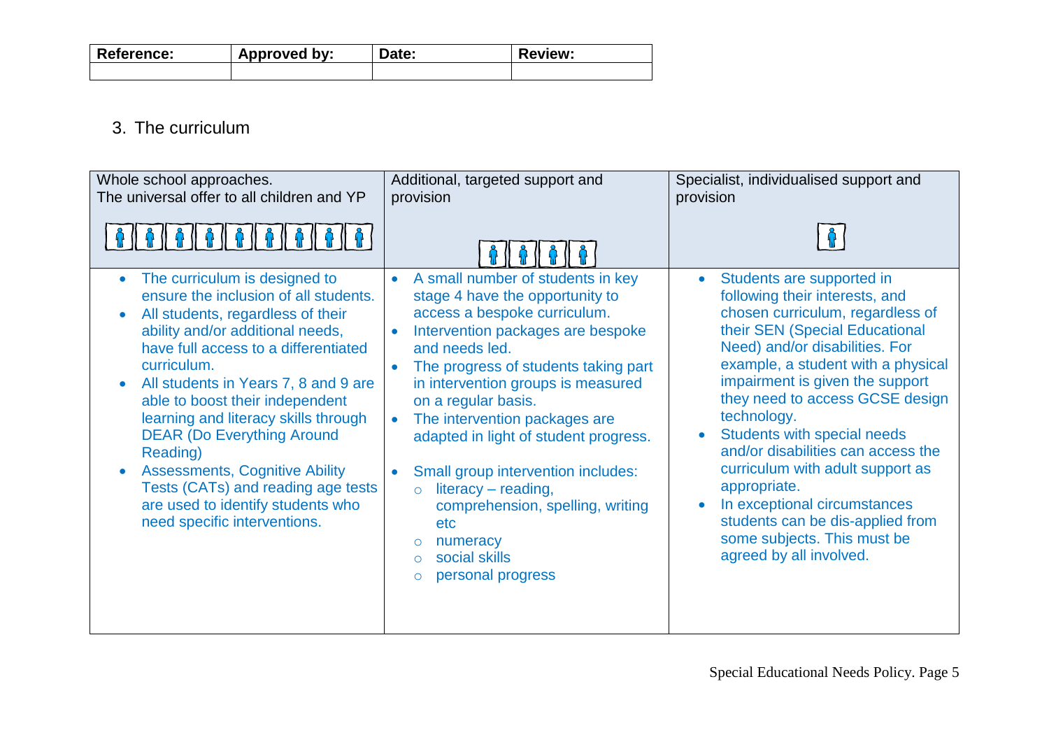| Reference: | Approved by: | Date: | Review: |
|---|---|---|---|
| | | | |

3. The curriculum

| Whole school approaches. The universal offer to all children and YP | Additional, targeted support and provision | Specialist, individualised support and provision |
|---|---|---|
| • The curriculum is designed to ensure the inclusion of all students.<br>• All students, regardless of their ability and/or additional needs, have full access to a differentiated curriculum.<br>• All students in Years 7, 8 and 9 are able to boost their independent learning and literacy skills through DEAR (Do Everything Around Reading)<br>• Assessments, Cognitive Ability Tests (CATs) and reading age tests are used to identify students who need specific interventions. | • A small number of students in key stage 4 have the opportunity to access a bespoke curriculum.<br>• Intervention packages are bespoke and needs led.<br>• The progress of students taking part in intervention groups is measured on a regular basis.<br>• The intervention packages are adapted in light of student progress.<br>• Small group intervention includes:<br>  ○ literacy – reading, comprehension, spelling, writing etc<br>  ○ numeracy<br>  ○ social skills<br>  ○ personal progress | • Students are supported in following their interests, and chosen curriculum, regardless of their SEN (Special Educational Need) and/or disabilities. For example, a student with a physical impairment is given the support they need to access GCSE design technology.<br>• Students with special needs and/or disabilities can access the curriculum with adult support as appropriate.<br>• In exceptional circumstances students can be dis-applied from some subjects. This must be agreed by all involved. |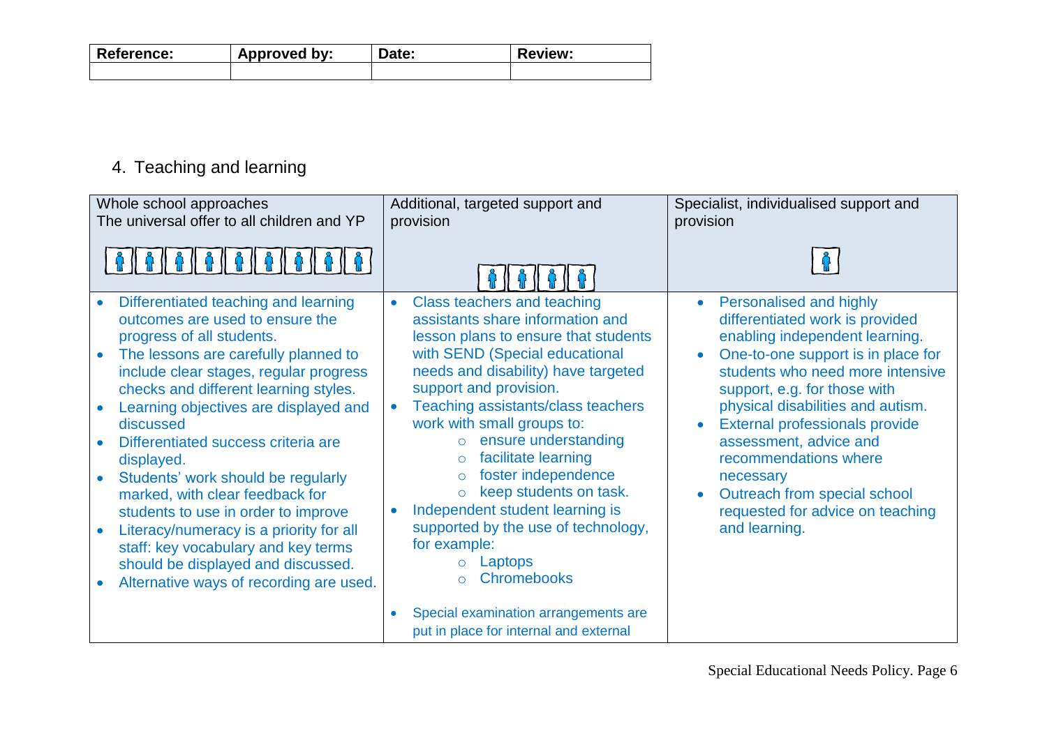| Reference: | Approved by: | Date: | Review: |
|---|---|---|---|
| | | | |

## 4. Teaching and learning

| Whole school approaches<br>The universal offer to all children and YP | Additional, targeted support and provision | Specialist, individualised support and provision |
|---|---|---|
| • Differentiated teaching and learning outcomes are used to ensure the progress of all students.<br>• The lessons are carefully planned to include clear stages, regular progress checks and different learning styles.<br>• Learning objectives are displayed and discussed<br>• Differentiated success criteria are displayed.<br>• Students' work should be regularly marked, with clear feedback for students to use in order to improve<br>• Literacy/numeracy is a priority for all staff: key vocabulary and key terms should be displayed and discussed.<br>• Alternative ways of recording are used. | • Class teachers and teaching assistants share information and lesson plans to ensure that students with SEND (Special educational needs and disability) have targeted support and provision.<br>• Teaching assistants/class teachers work with small groups to:<br>  ○ ensure understanding<br>  ○ facilitate learning<br>  ○ foster independence<br>  ○ keep students on task.<br>• Independent student learning is supported by the use of technology, for example:<br>  ○ Laptops<br>  ○ Chromebooks<br>• Special examination arrangements are put in place for internal and external | • Personalised and highly differentiated work is provided enabling independent learning.<br>• One-to-one support is in place for students who need more intensive support, e.g. for those with physical disabilities and autism.<br>• External professionals provide assessment, advice and recommendations where necessary<br>• Outreach from special school requested for advice on teaching and learning. |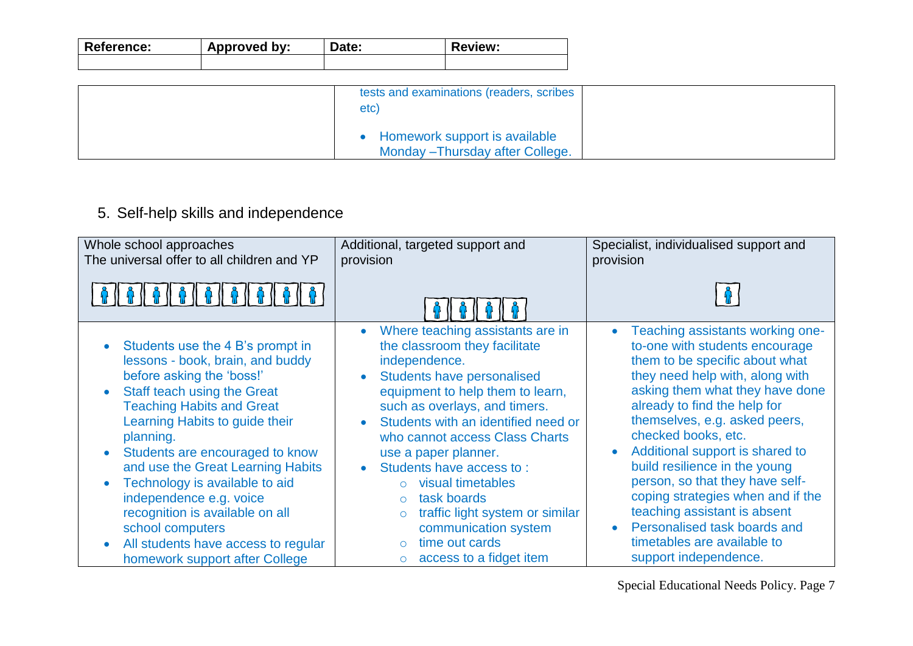| Reference: | Approved by: | Date: | Review: |
| --- | --- | --- | --- |
| | | | |

| | | |
| --- | --- | --- |
| | tests and examinations (readers, scribes etc)<br>• Homework support is available Monday –Thursday after College. | |

5. Self-help skills and independence

| Whole school approaches<br>The universal offer to all children and YP | Additional, targeted support and provision | Specialist, individualised support and provision |
| --- | --- | --- |
| • Students use the 4 B's prompt in lessons - book, brain, and buddy before asking the 'boss!'<br>• Staff teach using the Great Teaching Habits and Great Learning Habits to guide their planning.<br>• Students are encouraged to know and use the Great Learning Habits<br>• Technology is available to aid independence e.g. voice recognition is available on all school computers<br>• All students have access to regular homework support after College | • Where teaching assistants are in the classroom they facilitate independence.<br>• Students have personalised equipment to help them to learn, such as overlays, and timers.<br>• Students with an identified need or who cannot access Class Charts use a paper planner.<br>• Students have access to :<br>○ visual timetables<br>○ task boards<br>○ traffic light system or similar communication system<br>○ time out cards<br>○ access to a fidget item | • Teaching assistants working one-to-one with students encourage them to be specific about what they need help with, along with asking them what they have done already to find the help for themselves, e.g. asked peers, checked books, etc.<br>• Additional support is shared to build resilience in the young person, so that they have self-coping strategies when and if the teaching assistant is absent<br>• Personalised task boards and timetables are available to support independence. |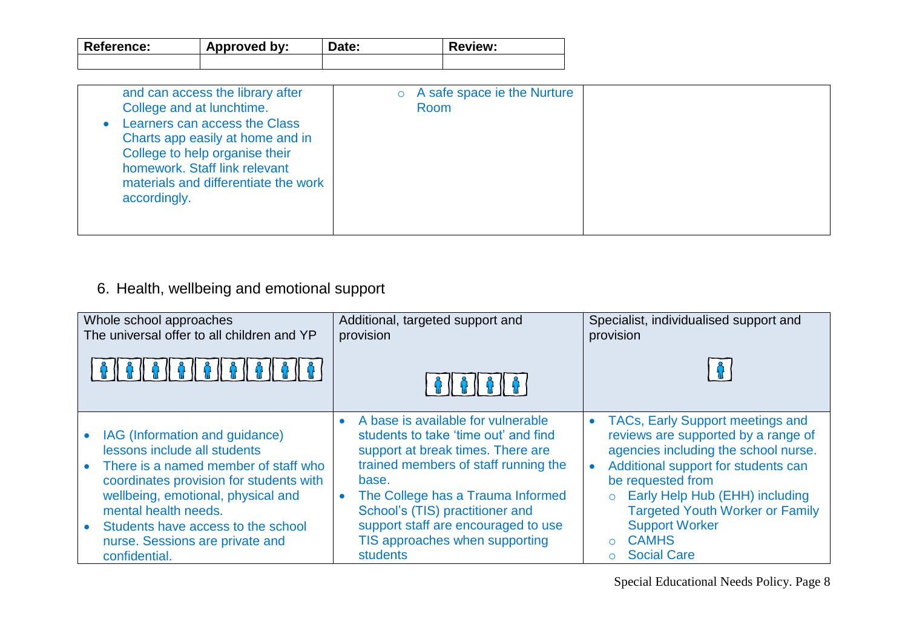| Reference: | Approved by: | Date: | Review: |
|---|---|---|---|
| | | | |

| | | |
|---|---|---|
| and can access the library after College and at lunchtime.<br>• Learners can access the Class Charts app easily at home and in College to help organise their homework. Staff link relevant materials and differentiate the work accordingly. | ○ A safe space ie the Nurture Room | |

6. Health, wellbeing and emotional support

| Whole school approaches<br>The universal offer to all children and YP | Additional, targeted support and provision | Specialist, individualised support and provision |
|---|---|---|
| • IAG (Information and guidance) lessons include all students<br>• There is a named member of staff who coordinates provision for students with wellbeing, emotional, physical and mental health needs.<br>• Students have access to the school nurse. Sessions are private and confidential. | • A base is available for vulnerable students to take 'time out' and find support at break times. There are trained members of staff running the base.<br>• The College has a Trauma Informed School's (TIS) practitioner and support staff are encouraged to use TIS approaches when supporting students | • TACs, Early Support meetings and reviews are supported by a range of agencies including the school nurse.<br>• Additional support for students can be requested from<br>○ Early Help Hub (EHH) including Targeted Youth Worker or Family Support Worker<br>○ CAMHS<br>○ Social Care |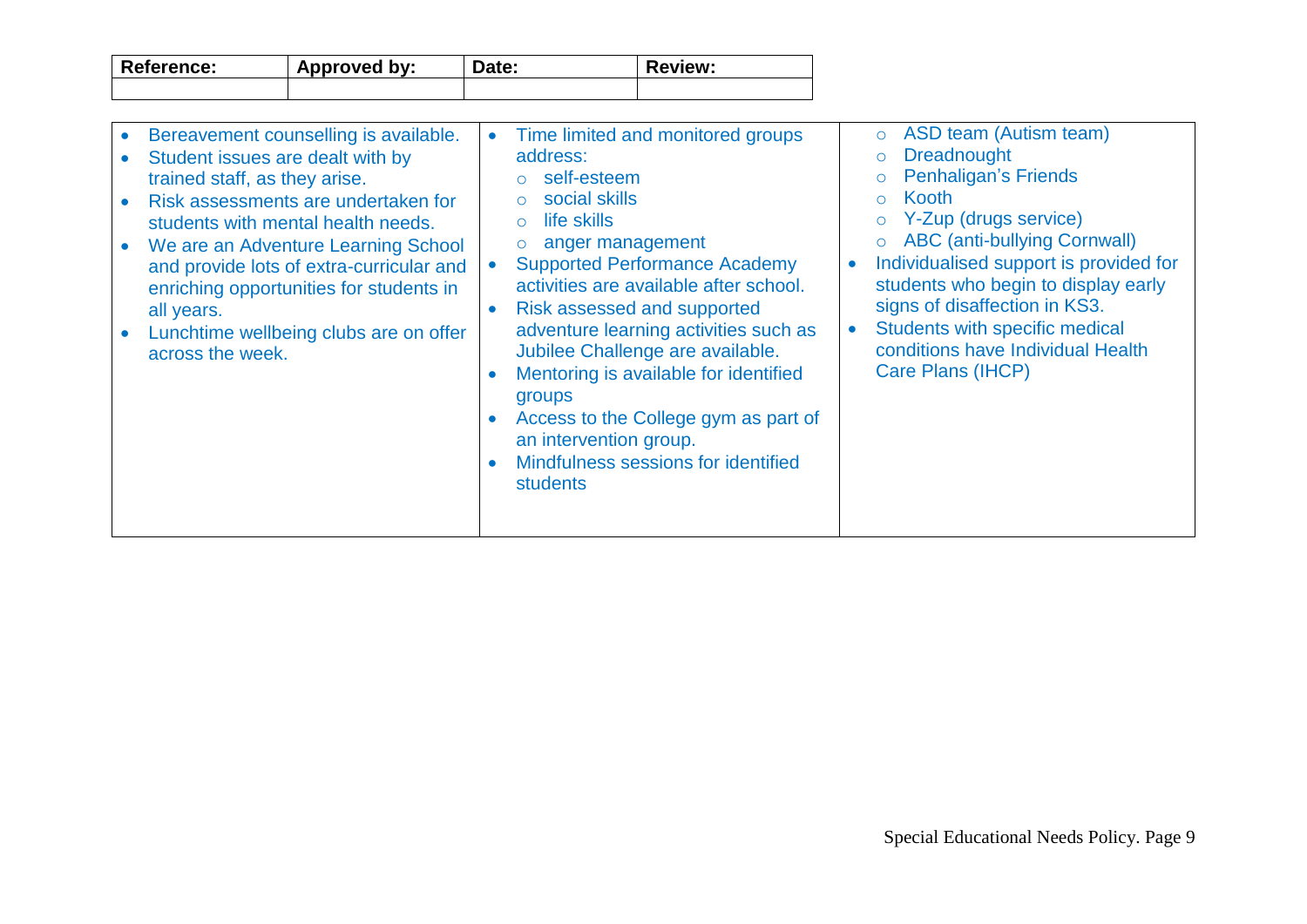| Reference: | Approved by: | Date: | Review: |
|---|---|---|---|
| | | | |

| | | |
|---|---|---|
| • Bereavement counselling is available.<br>• Student issues are dealt with by trained staff, as they arise.<br>• Risk assessments are undertaken for students with mental health needs.<br>• We are an Adventure Learning School and provide lots of extra-curricular and enriching opportunities for students in all years.<br>• Lunchtime wellbeing clubs are on offer across the week. | • Time limited and monitored groups address:<br>  ○ self-esteem<br>  ○ social skills<br>  ○ life skills<br>  ○ anger management<br>• Supported Performance Academy activities are available after school.<br>• Risk assessed and supported adventure learning activities such as Jubilee Challenge are available.<br>• Mentoring is available for identified groups<br>• Access to the College gym as part of an intervention group.<br>• Mindfulness sessions for identified students | ○ ASD team (Autism team)<br>○ Dreadnought<br>○ Penhaligan's Friends<br>○ Kooth<br>○ Y-Zup (drugs service)<br>○ ABC (anti-bullying Cornwall)<br>• Individualised support is provided for students who begin to display early signs of disaffection in KS3.<br>• Students with specific medical conditions have Individual Health Care Plans (IHCP) |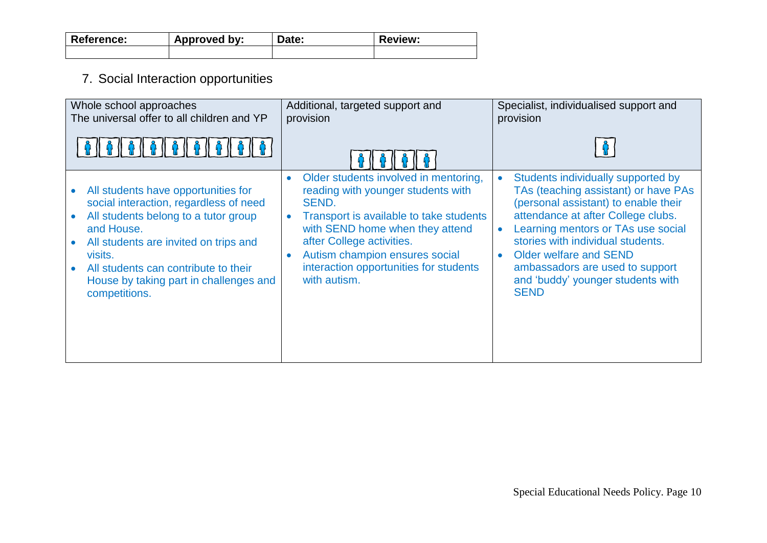| Reference: | Approved by: | Date: | Review: |
|---|---|---|---|
| | | | |

## 7. Social Interaction opportunities

| Whole school approaches<br>The universal offer to all children and YP | Additional, targeted support and provision | Specialist, individualised support and provision |
|---|---|---|
| • All students have opportunities for social interaction, regardless of need<br>• All students belong to a tutor group and House.<br>• All students are invited on trips and visits.<br>• All students can contribute to their House by taking part in challenges and competitions. | • Older students involved in mentoring, reading with younger students with SEND.<br>• Transport is available to take students with SEND home when they attend after College activities.<br>• Autism champion ensures social interaction opportunities for students with autism. | • Students individually supported by TAs (teaching assistant) or have PAs (personal assistant) to enable their attendance at after College clubs.<br>• Learning mentors or TAs use social stories with individual students.<br>• Older welfare and SEND ambassadors are used to support and 'buddy' younger students with SEND |

Special Educational Needs Policy.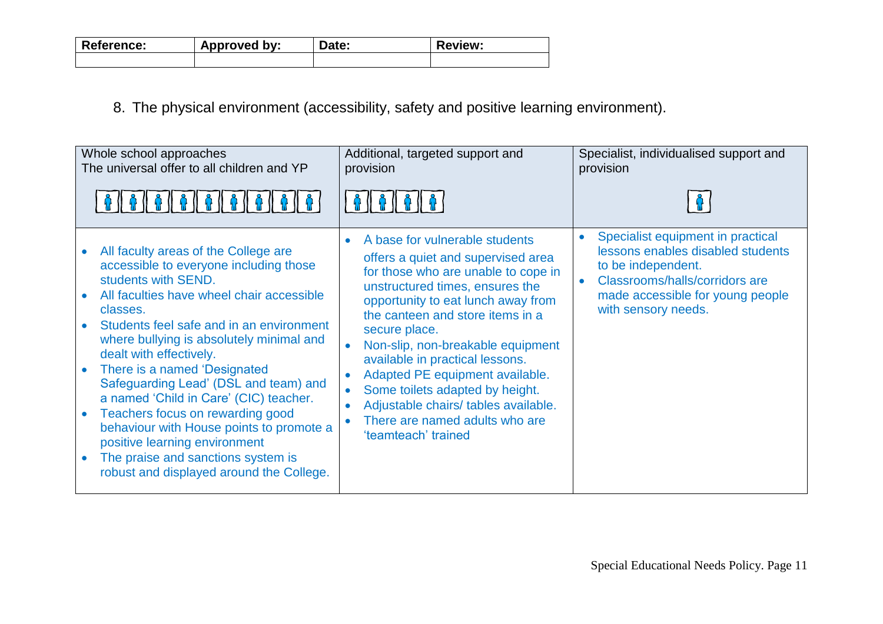| Reference: | Approved by: | Date: | Review: |
|---|---|---|---|
| | | | |

8. The physical environment (accessibility, safety and positive learning environment).

| Whole school approaches<br>The universal offer to all children and YP | Additional, targeted support and provision | Specialist, individualised support and provision |
|---|---|---|
| • All faculty areas of the College are accessible to everyone including those students with SEND.<br>• All faculties have wheel chair accessible classes.<br>• Students feel safe and in an environment where bullying is absolutely minimal and dealt with effectively.<br>• There is a named 'Designated Safeguarding Lead' (DSL and team) and a named 'Child in Care' (CIC) teacher.<br>• Teachers focus on rewarding good behaviour with House points to promote a positive learning environment<br>• The praise and sanctions system is robust and displayed around the College. | • A base for vulnerable students offers a quiet and supervised area for those who are unable to cope in unstructured times, ensures the opportunity to eat lunch away from the canteen and store items in a secure place.<br>• Non-slip, non-breakable equipment available in practical lessons.<br>• Adapted PE equipment available.<br>• Some toilets adapted by height.<br>• Adjustable chairs/ tables available.<br>• There are named adults who are 'teamteach' trained | • Specialist equipment in practical lessons enables disabled students to be independent.<br>• Classrooms/halls/corridors are made accessible for young people with sensory needs. |

Special Educational Needs Policy.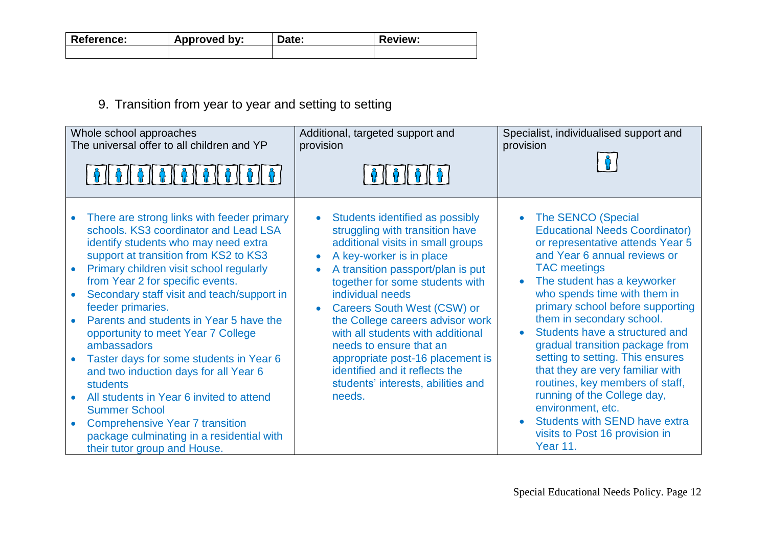| Reference: | Approved by: | Date: | Review: |
|---|---|---|---|
| | | | |

9. Transition from year to year and setting to setting

| Whole school approaches<br>The universal offer to all children and YP | Additional, targeted support and provision | Specialist, individualised support and provision |
|---|---|---|
| • There are strong links with feeder primary schools. KS3 coordinator and Lead LSA identify students who may need extra support at transition from KS2 to KS3<br>• Primary children visit school regularly from Year 2 for specific events.<br>• Secondary staff visit and teach/support in feeder primaries.<br>• Parents and students in Year 5 have the opportunity to meet Year 7 College ambassadors<br>• Taster days for some students in Year 6 and two induction days for all Year 6 students<br>• All students in Year 6 invited to attend Summer School<br>• Comprehensive Year 7 transition package culminating in a residential with their tutor group and House. | • Students identified as possibly struggling with transition have additional visits in small groups<br>• A key-worker is in place<br>• A transition passport/plan is put together for some students with individual needs<br>• Careers South West (CSW) or the College careers advisor work with all students with additional needs to ensure that an appropriate post-16 placement is identified and it reflects the students' interests, abilities and needs. | • The SENCO (Special Educational Needs Coordinator) or representative attends Year 5 and Year 6 annual reviews or TAC meetings<br>• The student has a keyworker who spends time with them in primary school before supporting them in secondary school.<br>• Students have a structured and gradual transition package from setting to setting. This ensures that they are very familiar with routines, key members of staff, running of the College day, environment, etc.<br>• Students with SEND have extra visits to Post 16 provision in Year 11. |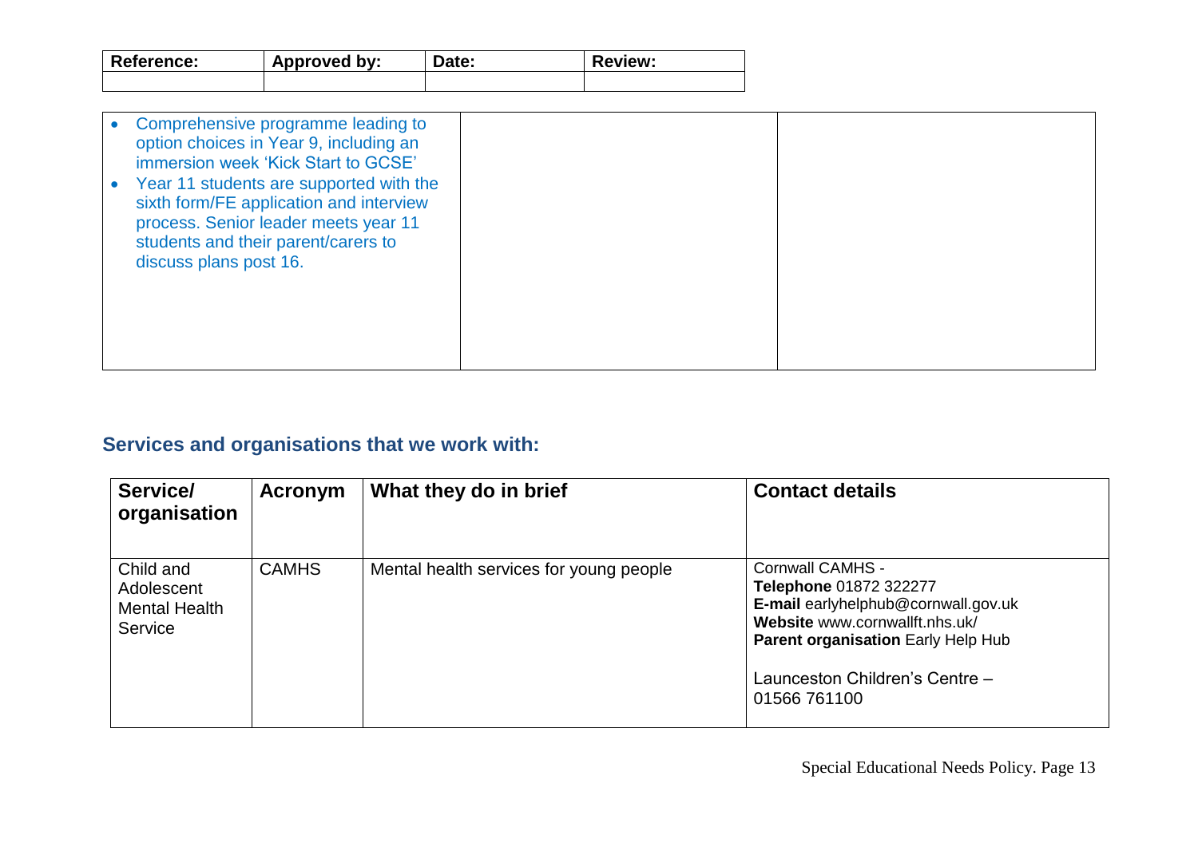| Reference: | Approved by: | Date: | Review: |
|---|---|---|---|
| | | | |

| | | |
|---|---|---|
| • Comprehensive programme leading to option choices in Year 9, including an immersion week 'Kick Start to GCSE'<br>• Year 11 students are supported with the sixth form/FE application and interview process. Senior leader meets year 11 students and their parent/carers to discuss plans post 16. | | |

## Services and organisations that we work with:

| Service/ organisation | Acronym | What they do in brief | Contact details |
|---|---|---|---|
| Child and Adolescent Mental Health Service | CAMHS | Mental health services for young people | Cornwall CAMHS -<br>**Telephone** 01872 322277<br>**E-mail** earlyhelphub@cornwall.gov.uk<br>**Website** www.cornwallft.nhs.uk/<br>**Parent organisation** Early Help Hub<br><br>Launceston Children's Centre – 01566 761100 |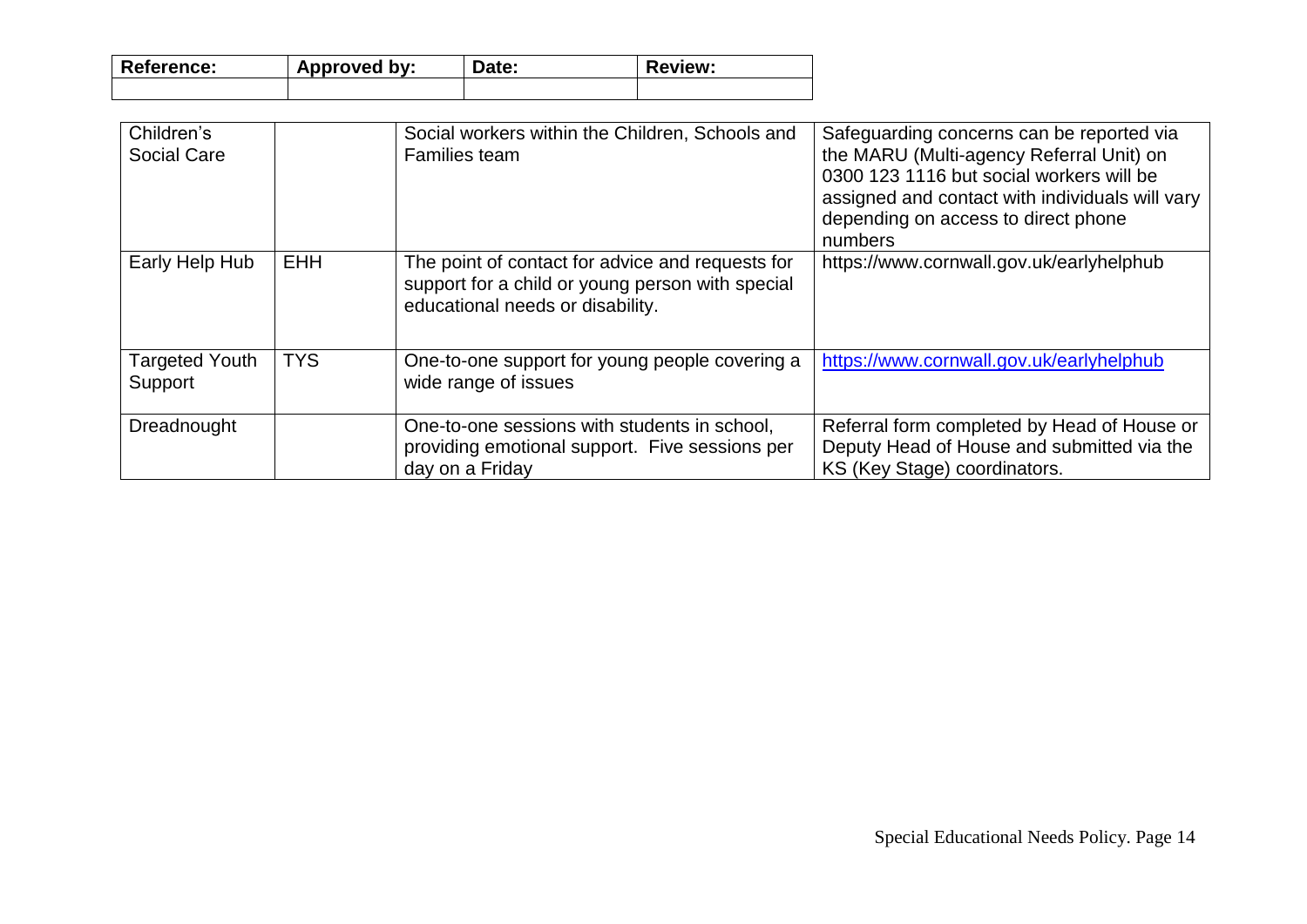| Reference: | Approved by: | Date: | Review: |
| --- | --- | --- | --- |
| | | | |

| | | | |
| --- | --- | --- | --- |
| Children's Social Care | | Social workers within the Children, Schools and Families team | Safeguarding concerns can be reported via the MARU (Multi-agency Referral Unit) on 0300 123 1116 but social workers will be assigned and contact with individuals will vary depending on access to direct phone numbers |
| Early Help Hub | EHH | The point of contact for advice and requests for support for a child or young person with special educational needs or disability. | https://www.cornwall.gov.uk/earlyhelphub |
| Targeted Youth Support | TYS | One-to-one support for young people covering a wide range of issues | https://www.cornwall.gov.uk/earlyhelphub |
| Dreadnought | | One-to-one sessions with students in school, providing emotional support. Five sessions per day on a Friday | Referral form completed by Head of House or Deputy Head of House and submitted via the KS (Key Stage) coordinators. |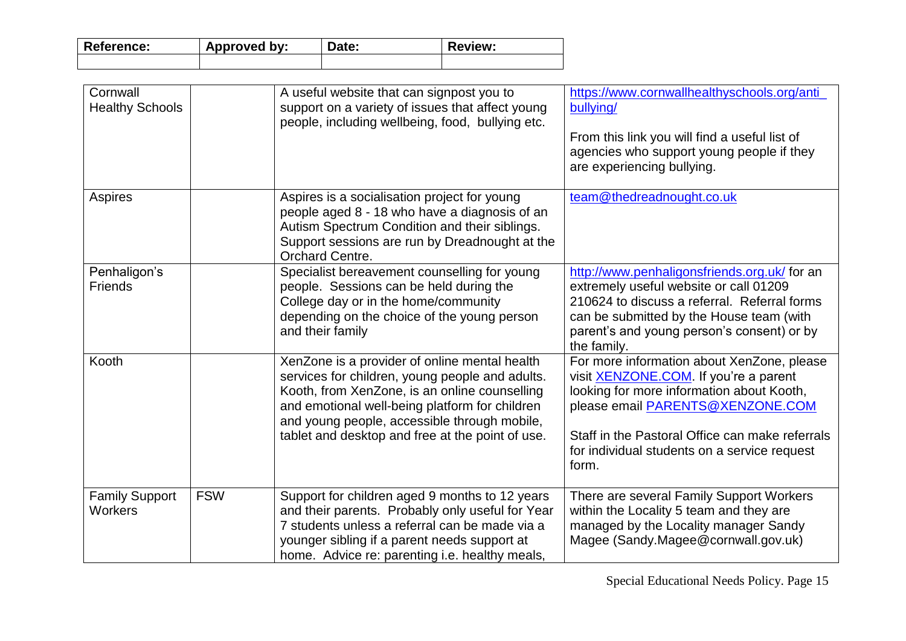| Reference: | Approved by: | Date: | Review: |
|---|---|---|---|
| | | | |

| | | | |
|---|---|---|---|
| Cornwall Healthy Schools | | A useful website that can signpost you to support on a variety of issues that affect young people, including wellbeing, food, bullying etc. | https://www.cornwallhealthyschools.org/anti_bullying/<br><br>From this link you will find a useful list of agencies who support young people if they are experiencing bullying. |
| Aspires | | Aspires is a socialisation project for young people aged 8 - 18 who have a diagnosis of an Autism Spectrum Condition and their siblings. Support sessions are run by Dreadnought at the Orchard Centre. | team@thedreadnought.co.uk |
| Penhaligon's Friends | | Specialist bereavement counselling for young people. Sessions can be held during the College day or in the home/community depending on the choice of the young person and their family | http://www.penhaligonsfriends.org.uk/ for an extremely useful website or call 01209 210624 to discuss a referral. Referral forms can be submitted by the House team (with parent's and young person's consent) or by the family. |
| Kooth | | XenZone is a provider of online mental health services for children, young people and adults. Kooth, from XenZone, is an online counselling and emotional well-being platform for children and young people, accessible through mobile, tablet and desktop and free at the point of use. | For more information about XenZone, please visit XENZONE.COM. If you're a parent looking for more information about Kooth, please email PARENTS@XENZONE.COM<br><br>Staff in the Pastoral Office can make referrals for individual students on a service request form. |
| Family Support Workers | FSW | Support for children aged 9 months to 12 years and their parents. Probably only useful for Year 7 students unless a referral can be made via a younger sibling if a parent needs support at home. Advice re: parenting i.e. healthy meals, | There are several Family Support Workers within the Locality 5 team and they are managed by the Locality manager Sandy Magee (Sandy.Magee@cornwall.gov.uk) |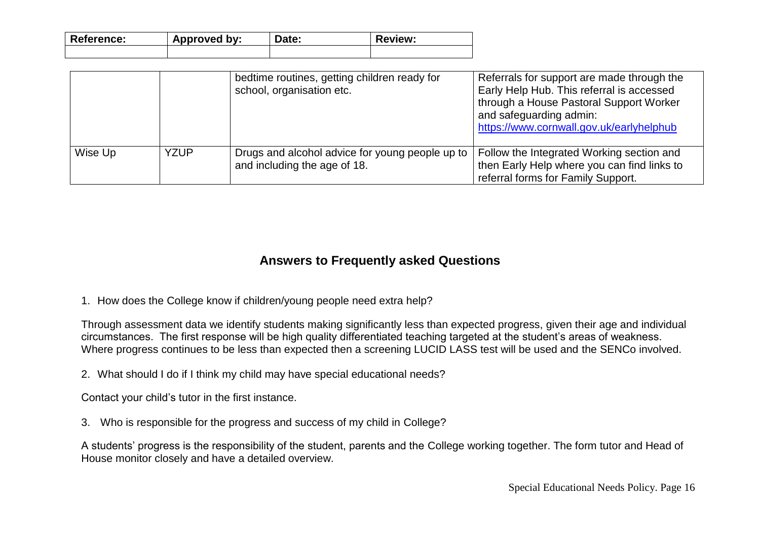| Reference: | Approved by: | Date: | Review: |
| --- | --- | --- | --- |
| | | | |

| | | | |
| --- | --- | --- | --- |
| | | bedtime routines, getting children ready for school, organisation etc. | Referrals for support are made through the Early Help Hub. This referral is accessed through a House Pastoral Support Worker and safeguarding admin: https://www.cornwall.gov.uk/earlyhelphub |
| Wise Up | YZUP | Drugs and alcohol advice for young people up to and including the age of 18. | Follow the Integrated Working section and then Early Help where you can find links to referral forms for Family Support. |

## Answers to Frequently asked Questions

1. How does the College know if children/young people need extra help?

Through assessment data we identify students making significantly less than expected progress, given their age and individual circumstances. The first response will be high quality differentiated teaching targeted at the student's areas of weakness. Where progress continues to be less than expected then a screening LUCID LASS test will be used and the SENCo involved.

2. What should I do if I think my child may have special educational needs?

Contact your child's tutor in the first instance.

3. Who is responsible for the progress and success of my child in College?

A students' progress is the responsibility of the student, parents and the College working together. The form tutor and Head of House monitor closely and have a detailed overview.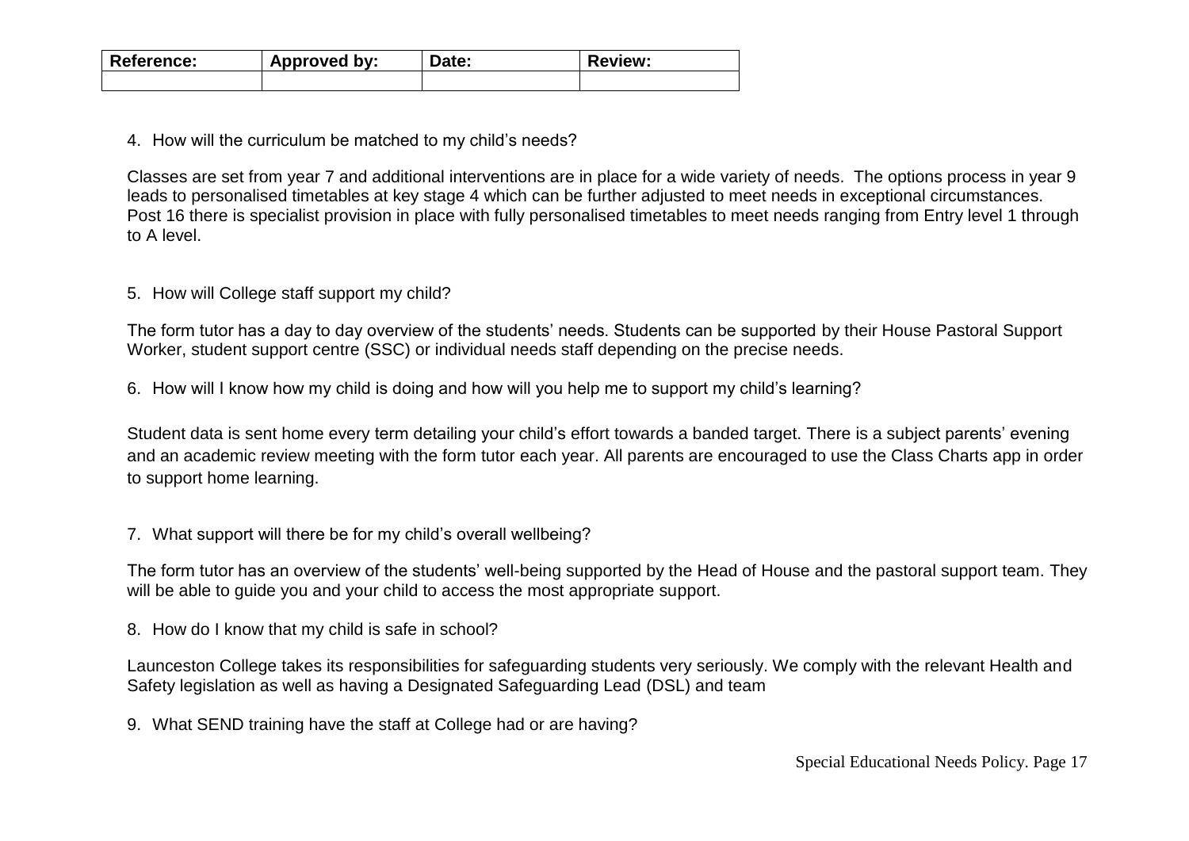| Reference: | Approved by: | Date: | Review: |
|---|---|---|---|
| | | | |

4. How will the curriculum be matched to my child's needs?

Classes are set from year 7 and additional interventions are in place for a wide variety of needs. The options process in year 9 leads to personalised timetables at key stage 4 which can be further adjusted to meet needs in exceptional circumstances. Post 16 there is specialist provision in place with fully personalised timetables to meet needs ranging from Entry level 1 through to A level.

5. How will College staff support my child?

The form tutor has a day to day overview of the students' needs. Students can be supported by their House Pastoral Support Worker, student support centre (SSC) or individual needs staff depending on the precise needs.

6. How will I know how my child is doing and how will you help me to support my child's learning?

Student data is sent home every term detailing your child's effort towards a banded target. There is a subject parents' evening and an academic review meeting with the form tutor each year. All parents are encouraged to use the Class Charts app in order to support home learning.

7. What support will there be for my child's overall wellbeing?

The form tutor has an overview of the students' well-being supported by the Head of House and the pastoral support team. They will be able to guide you and your child to access the most appropriate support.

8. How do I know that my child is safe in school?

Launceston College takes its responsibilities for safeguarding students very seriously. We comply with the relevant Health and Safety legislation as well as having a Designated Safeguarding Lead (DSL) and team

9. What SEND training have the staff at College had or are having?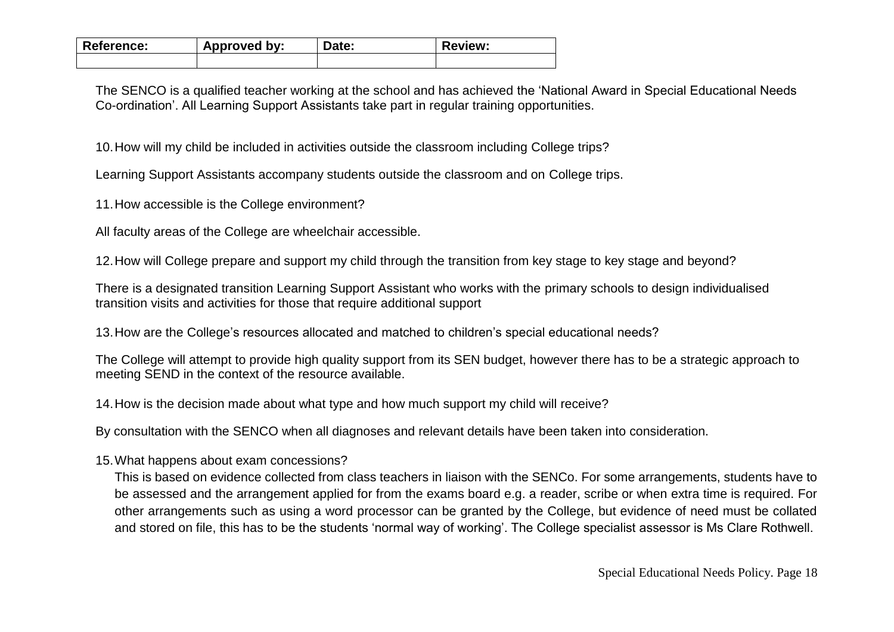| Reference: | Approved by: | Date: | Review: |
|---|---|---|---|
| | | | |

The SENCO is a qualified teacher working at the school and has achieved the 'National Award in Special Educational Needs Co-ordination'. All Learning Support Assistants take part in regular training opportunities.

10. How will my child be included in activities outside the classroom including College trips?

Learning Support Assistants accompany students outside the classroom and on College trips.

11. How accessible is the College environment?

All faculty areas of the College are wheelchair accessible.

12. How will College prepare and support my child through the transition from key stage to key stage and beyond?

There is a designated transition Learning Support Assistant who works with the primary schools to design individualised transition visits and activities for those that require additional support

13. How are the College's resources allocated and matched to children's special educational needs?

The College will attempt to provide high quality support from its SEN budget, however there has to be a strategic approach to meeting SEND in the context of the resource available.

14. How is the decision made about what type and how much support my child will receive?

By consultation with the SENCO when all diagnoses and relevant details have been taken into consideration.

15. What happens about exam concessions?

This is based on evidence collected from class teachers in liaison with the SENCo. For some arrangements, students have to be assessed and the arrangement applied for from the exams board e.g. a reader, scribe or when extra time is required. For other arrangements such as using a word processor can be granted by the College, but evidence of need must be collated and stored on file, this has to be the students 'normal way of working'. The College specialist assessor is Ms Clare Rothwell.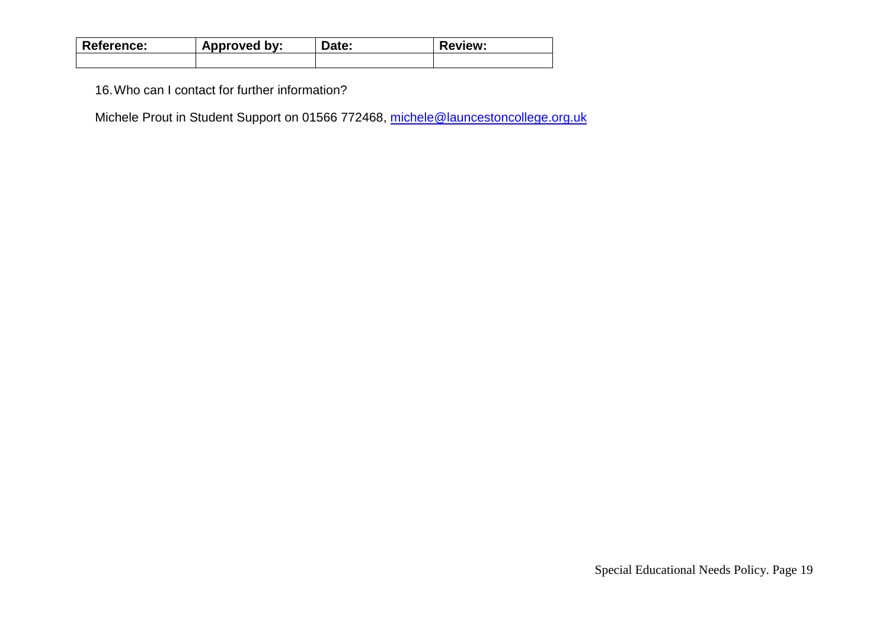| Reference: | Approved by: | Date: | Review: |
| --- | --- | --- | --- |
| | | | |

16. Who can I contact for further information?

Michele Prout in Student Support on 01566 772468, [michele@launcestoncollege.org.uk](mailto:michele@launcestoncollege.org.uk)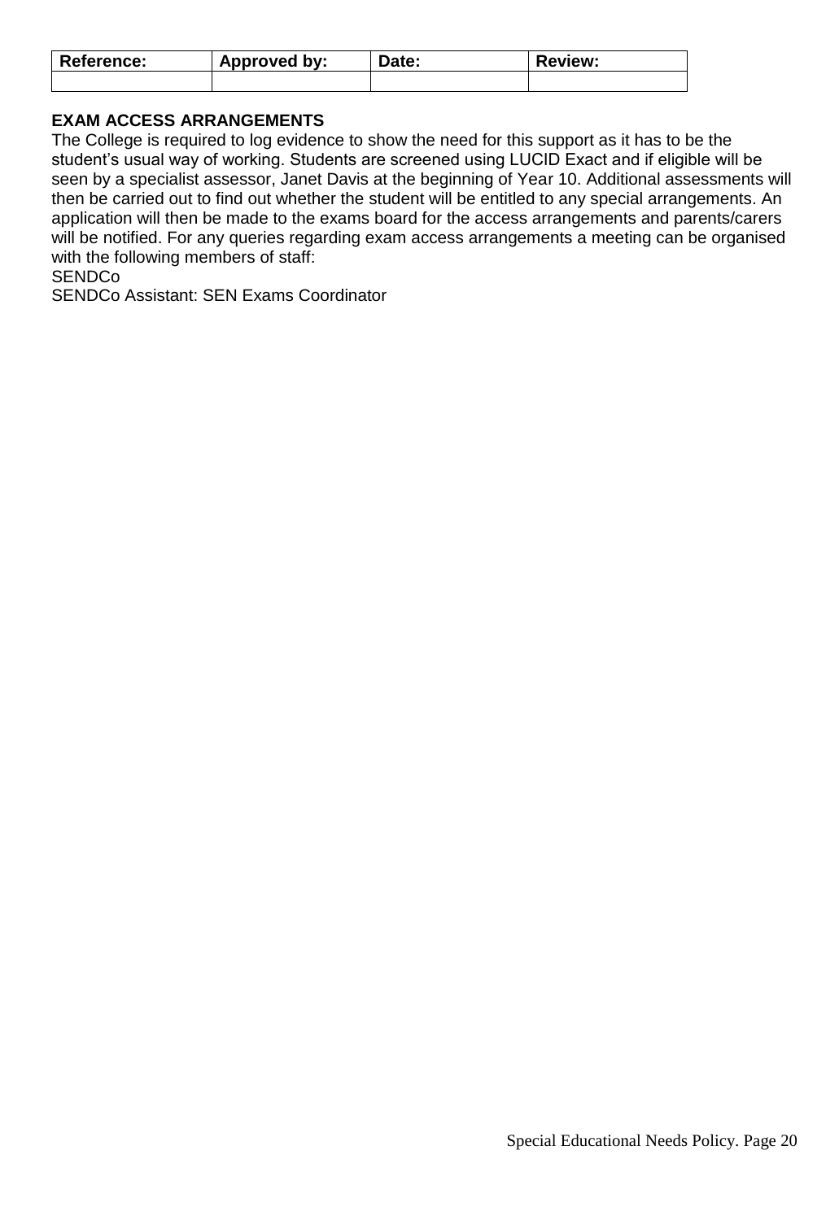| Reference: | Approved by: | Date: | Review: |
|---|---|---|---|
| | | | |

**EXAM ACCESS ARRANGEMENTS**

The College is required to log evidence to show the need for this support as it has to be the student's usual way of working. Students are screened using LUCID Exact and if eligible will be seen by a specialist assessor, Janet Davis at the beginning of Year 10. Additional assessments will then be carried out to find out whether the student will be entitled to any special arrangements. An application will then be made to the exams board for the access arrangements and parents/carers will be notified. For any queries regarding exam access arrangements a meeting can be organised with the following members of staff:

SENDCo

SENDCo Assistant: SEN Exams Coordinator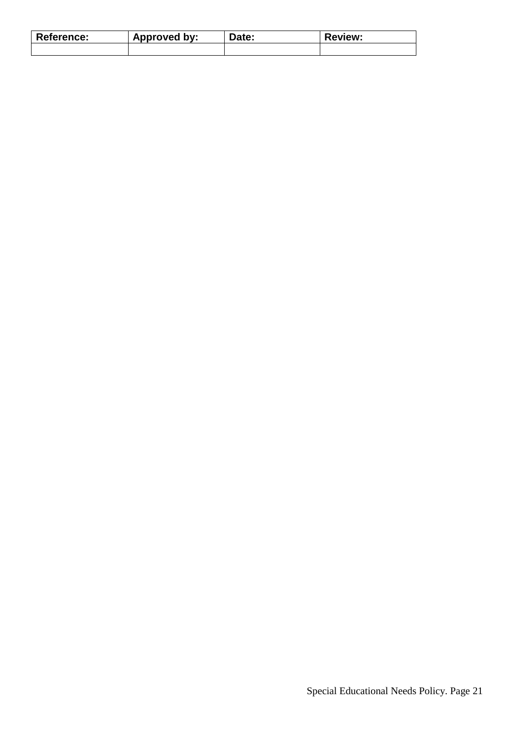| Reference: | Approved by: | Date: | Review: |
|---|---|---|---|
| | | | |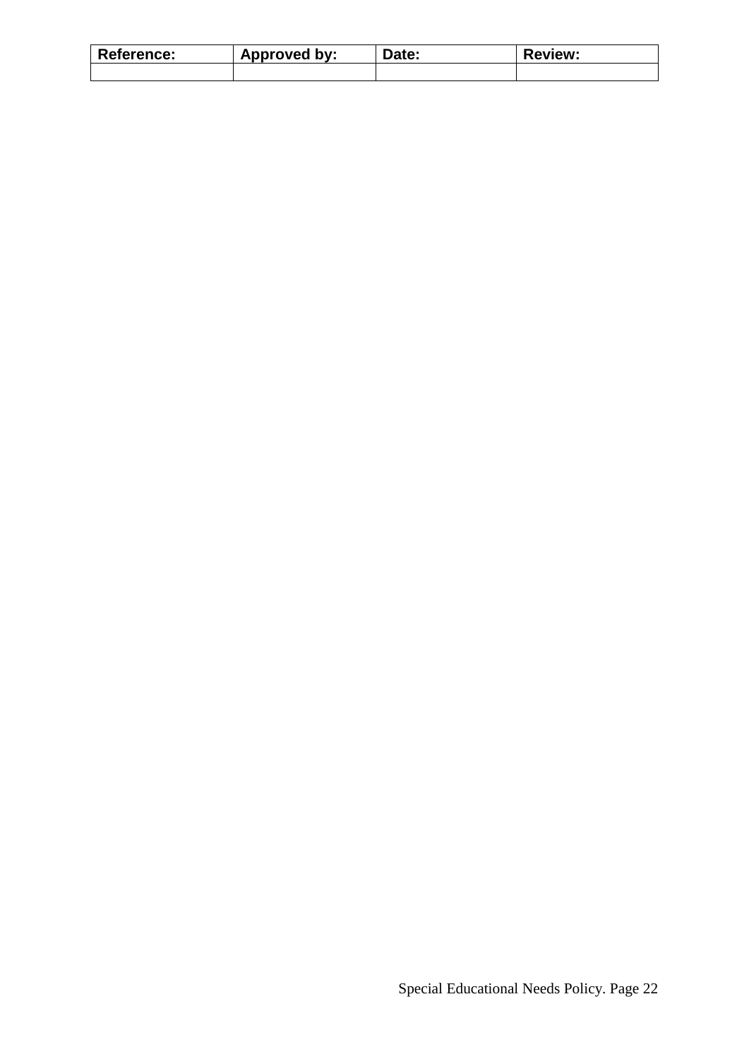| Reference: | Approved by: | Date: | Review: |
|---|---|---|---|
| | | | |